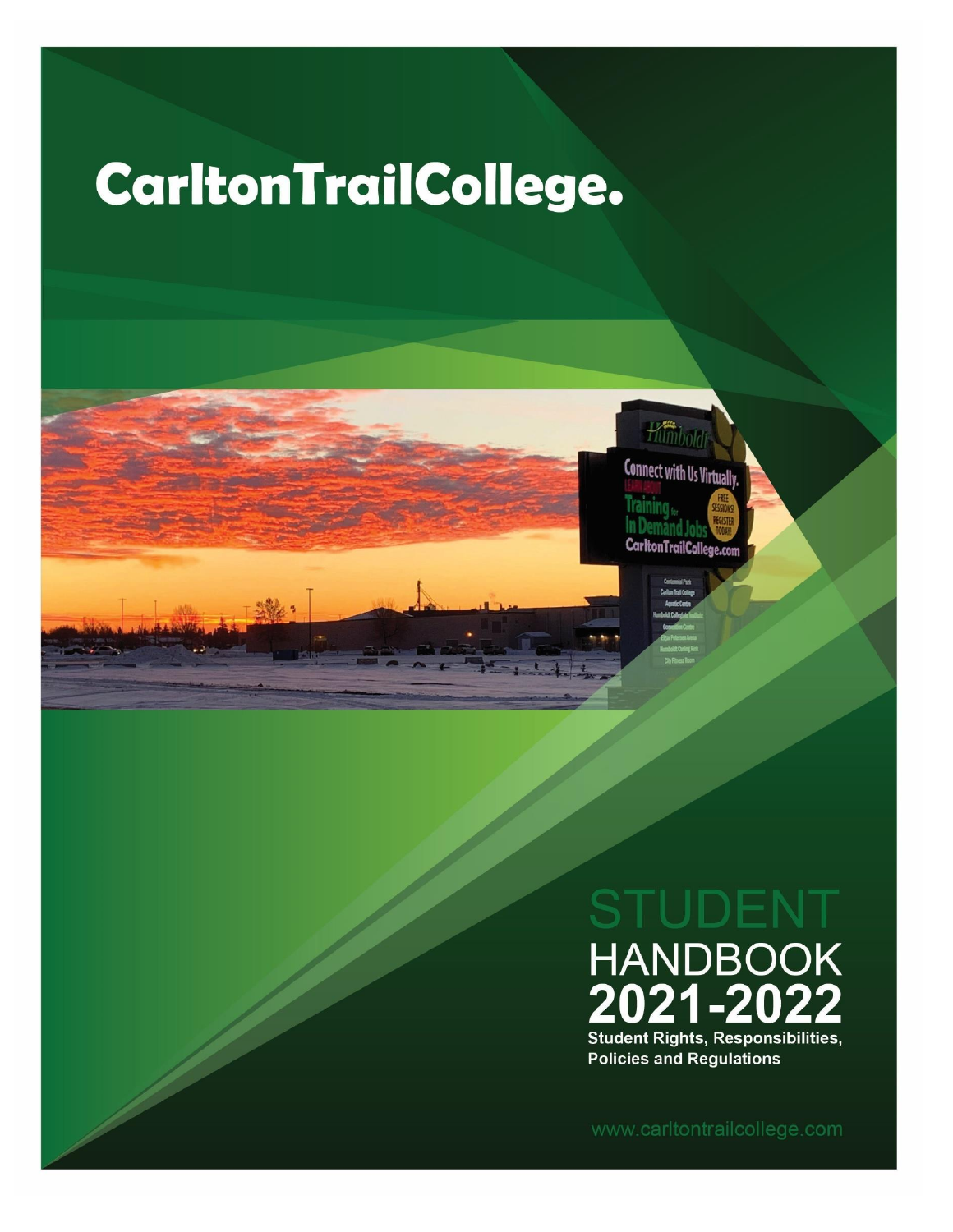# CarltonTrailCollege.

# STUDENT HANDBOOK 2021-2022

**Student Rights, Responsibilities, Policies and Regulations**

www.carltontrailcollege.com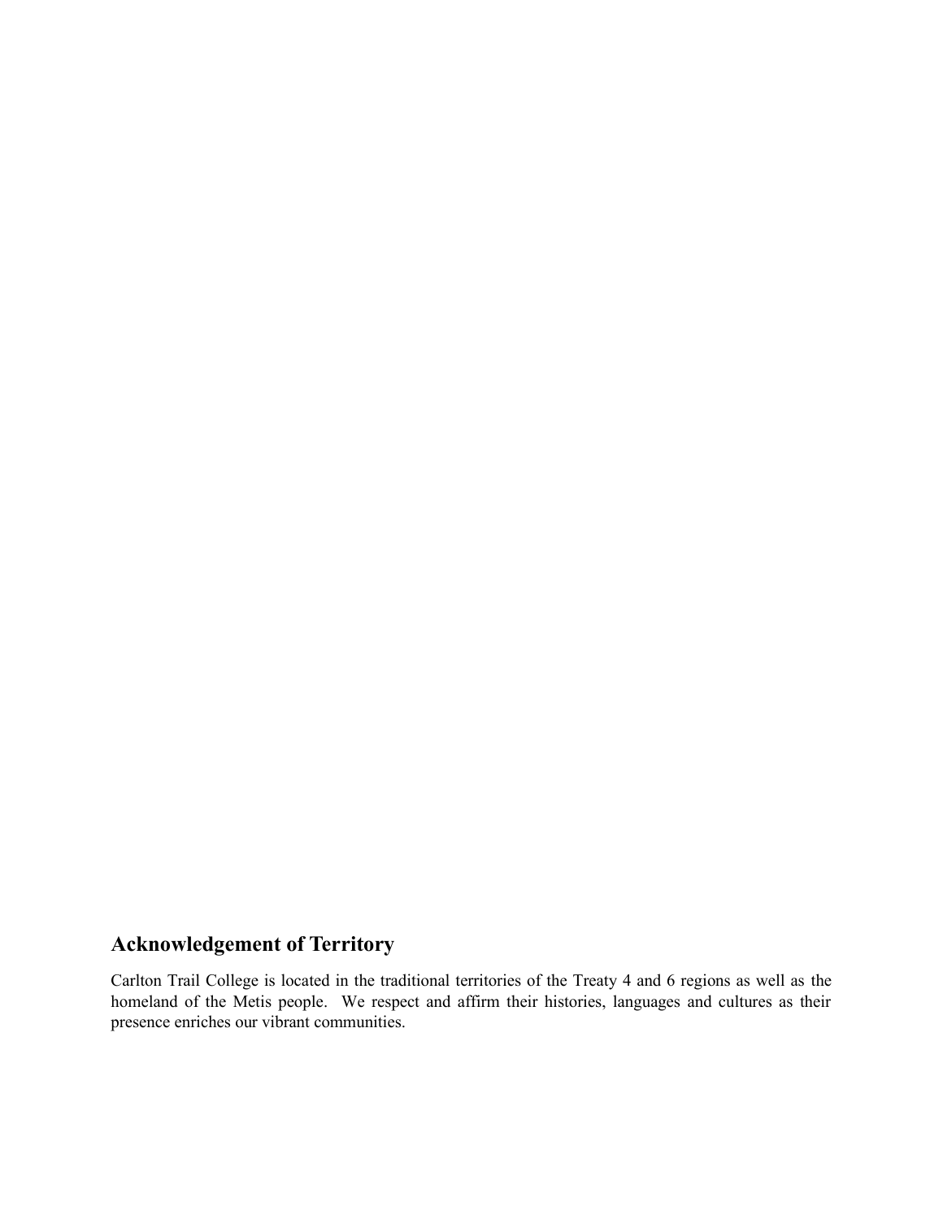## Acknowledgement of Territory

Carlton Trail College is located in the traditional territories of the Treaty 4 and 6 regions as well as the homeland of the Metis people. We respect and affirm their histories, languages and cultures as their presence enriches our vibrant communities.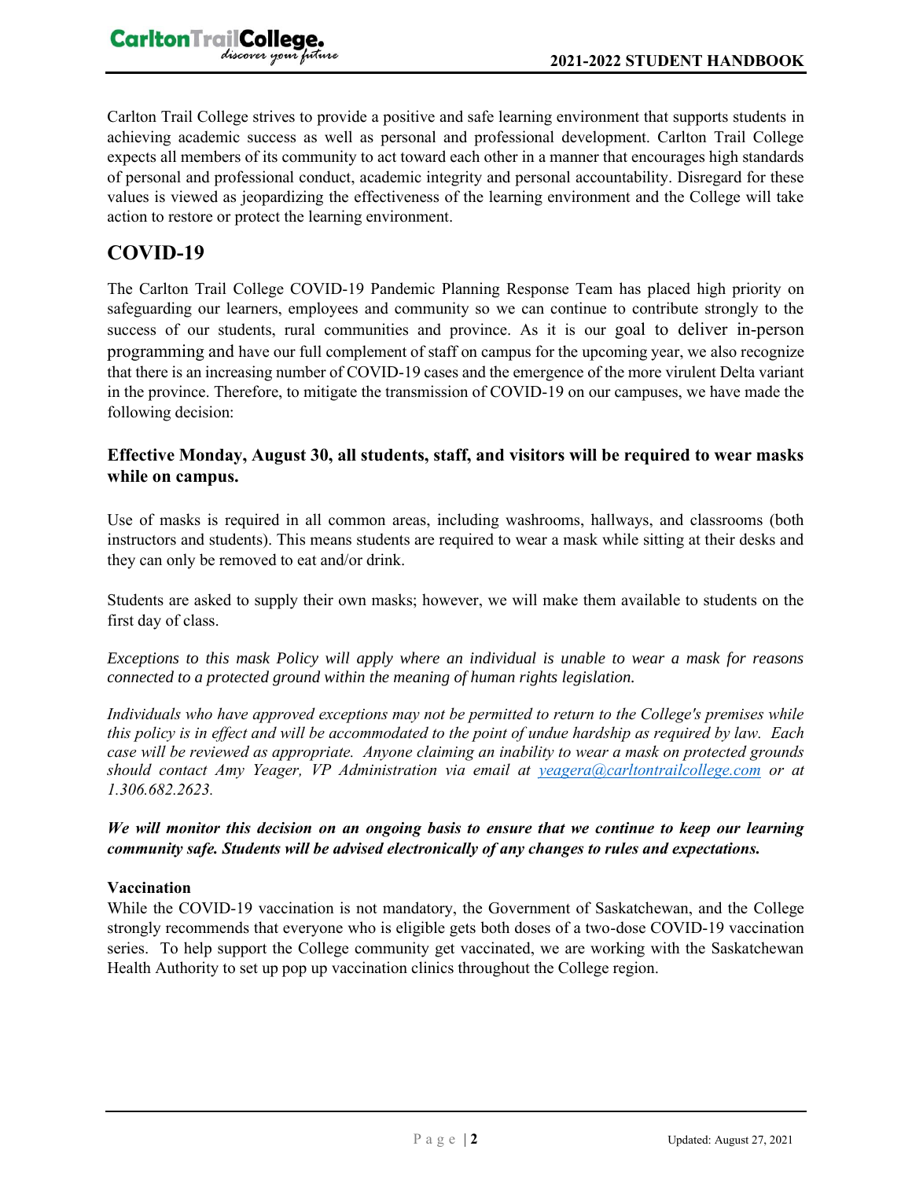Carlton Trail College strives to provide a positive and safe learning environment that supports students in achieving academic success as well as personal and professional development. Carlton Trail College expects all members of its community to act toward each other in a manner that encourages high standards of personal and professional conduct, academic integrity and personal accountability. Disregard for these values is viewed as jeopardizing the effectiveness of the learning environment and the College will take action to restore or protect the learning environment.

## COVID-19

The Carlton Trail College COVID-19 Pandemic Planning Response Team has placed high priority on safeguarding our learners, employees and community so we can continue to contribute strongly to the success of our students, rural communities and province. As it is our goal to deliver in-person programming and have our full complement of staff on campus for the upcoming year, we also recognize that there is an increasing number of COVID-19 cases and the emergence of the more virulent Delta variant in the province. Therefore, to mitigate the transmission of COVID-19 on our campuses, we have made the following decision:

### Effective Monday, August 30, all students, staff, and visitors will be required to wear masks while on campus.

Use of masks is required in all common areas, including washrooms, hallways, and classrooms (both instructors and students). This means students are required to wear a mask while sitting at their desks and they can only be removed to eat and/or drink.

Students are asked to supply their own masks; however, we will make them available to students on the first day of class.

*Exceptions to this mask Policy will apply where an individual is unable to wear a mask for reasons connected to a protected ground within the meaning of human rights legislation.*

*Individuals who have approved exceptions may not be permitted to return to the College's premises while this policy is in effect and will be accommodated to the point of undue hardship as required by law. Each case will be reviewed as appropriate. Anyone claiming an inability to wear a mask on protected grounds should contact Amy Yeager, VP Administration via email at yeagera@carltontrailcollege.com or at 1.306.682.2623.*

***We will monitor this decision on an ongoing basis to ensure that we continue to keep our learning community safe. Students will be advised electronically of any changes to rules and expectations.***

**Vaccination**

While the COVID-19 vaccination is not mandatory, the Government of Saskatchewan, and the College strongly recommends that everyone who is eligible gets both doses of a two-dose COVID-19 vaccination series. To help support the College community get vaccinated, we are working with the Saskatchewan Health Authority to set up pop up vaccination clinics throughout the College region.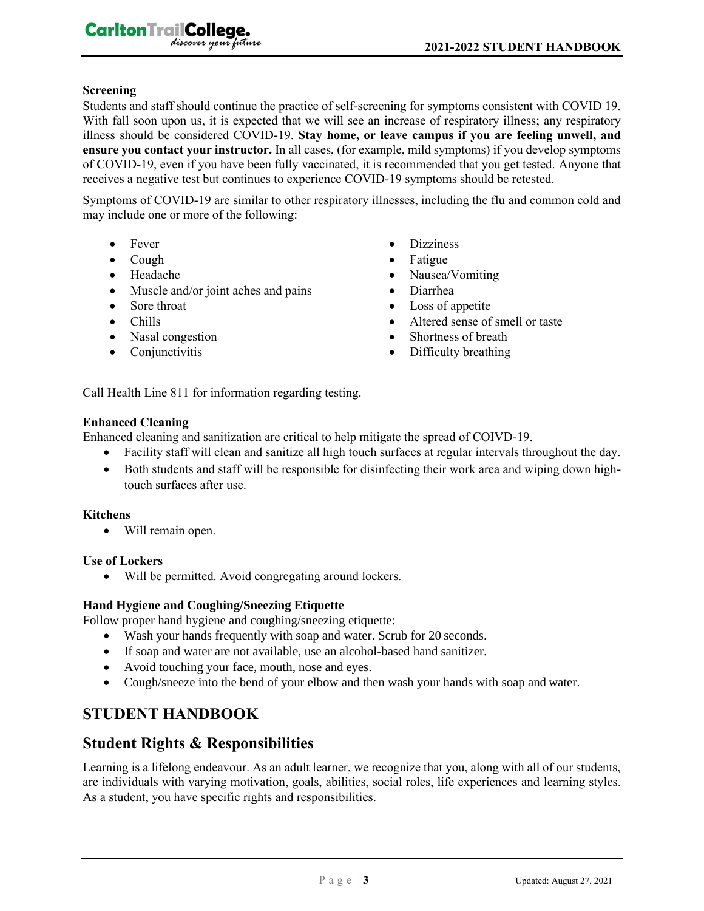**Screening**

Students and staff should continue the practice of self-screening for symptoms consistent with COVID 19. With fall soon upon us, it is expected that we will see an increase of respiratory illness; any respiratory illness should be considered COVID-19. **Stay home, or leave campus if you are feeling unwell, and ensure you contact your instructor.** In all cases, (for example, mild symptoms) if you develop symptoms of COVID-19, even if you have been fully vaccinated, it is recommended that you get tested. Anyone that receives a negative test but continues to experience COVID-19 symptoms should be retested.

Symptoms of COVID-19 are similar to other respiratory illnesses, including the flu and common cold and may include one or more of the following:

- Fever
- Cough
- Headache
- Muscle and/or joint aches and pains
- Sore throat
- Chills
- Nasal congestion
- Conjunctivitis
- Dizziness
- Fatigue
- Nausea/Vomiting
- Diarrhea
- Loss of appetite
- Altered sense of smell or taste
- Shortness of breath
- Difficulty breathing

Call Health Line 811 for information regarding testing.

**Enhanced Cleaning**

Enhanced cleaning and sanitization are critical to help mitigate the spread of COIVD-19.

- Facility staff will clean and sanitize all high touch surfaces at regular intervals throughout the day.
- Both students and staff will be responsible for disinfecting their work area and wiping down high-touch surfaces after use.

**Kitchens**

- Will remain open.

**Use of Lockers**

- Will be permitted. Avoid congregating around lockers.

**Hand Hygiene and Coughing/Sneezing Etiquette**

Follow proper hand hygiene and coughing/sneezing etiquette:

- Wash your hands frequently with soap and water. Scrub for 20 seconds.
- If soap and water are not available, use an alcohol-based hand sanitizer.
- Avoid touching your face, mouth, nose and eyes.
- Cough/sneeze into the bend of your elbow and then wash your hands with soap and water.

## STUDENT HANDBOOK

## Student Rights & Responsibilities

Learning is a lifelong endeavour. As an adult learner, we recognize that you, along with all of our students, are individuals with varying motivation, goals, abilities, social roles, life experiences and learning styles. As a student, you have specific rights and responsibilities.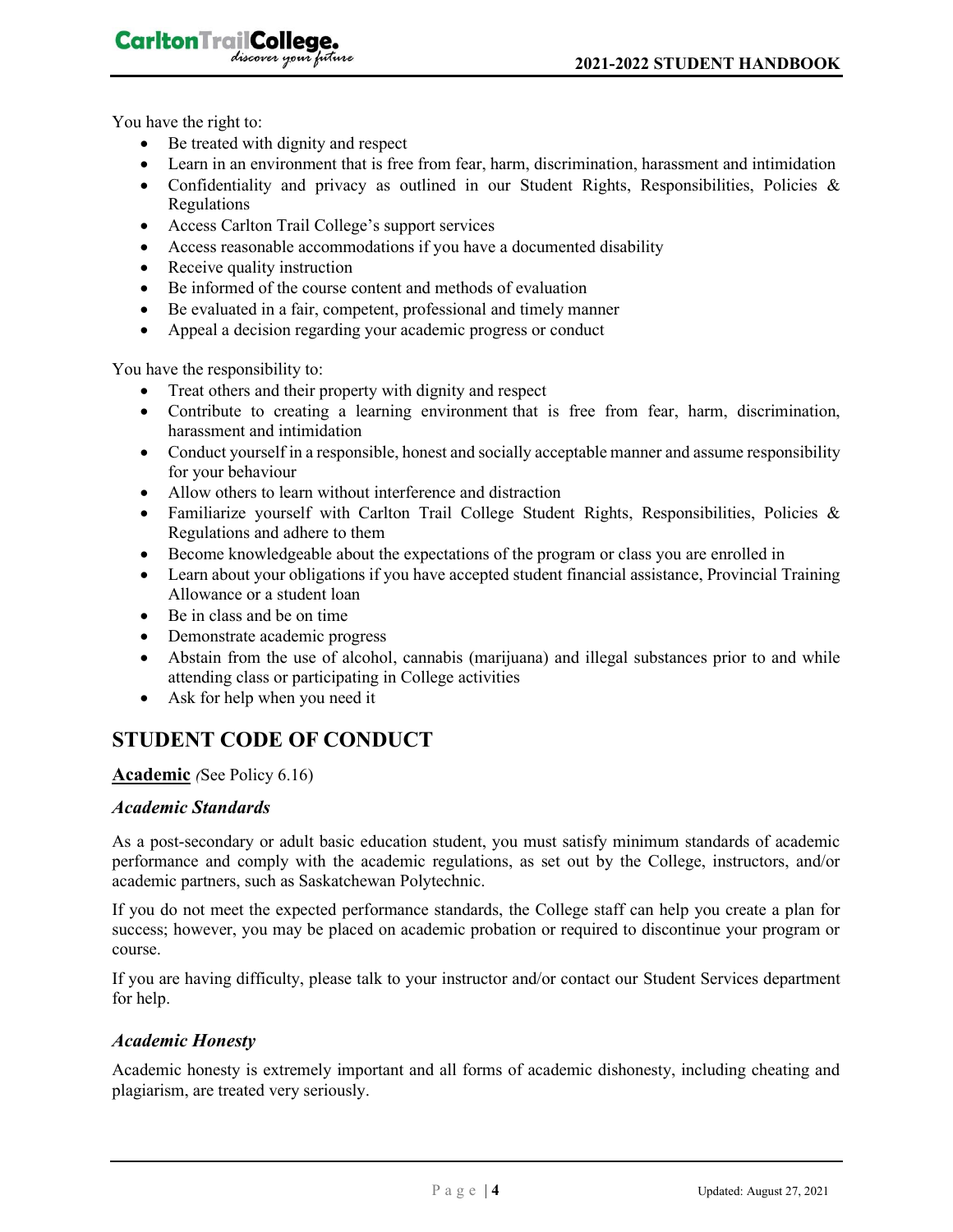You have the right to:

- Be treated with dignity and respect
- Learn in an environment that is free from fear, harm, discrimination, harassment and intimidation
- Confidentiality and privacy as outlined in our Student Rights, Responsibilities, Policies & Regulations
- Access Carlton Trail College's support services
- Access reasonable accommodations if you have a documented disability
- Receive quality instruction
- Be informed of the course content and methods of evaluation
- Be evaluated in a fair, competent, professional and timely manner
- Appeal a decision regarding your academic progress or conduct

You have the responsibility to:

- Treat others and their property with dignity and respect
- Contribute to creating a learning environment that is free from fear, harm, discrimination, harassment and intimidation
- Conduct yourself in a responsible, honest and socially acceptable manner and assume responsibility for your behaviour
- Allow others to learn without interference and distraction
- Familiarize yourself with Carlton Trail College Student Rights, Responsibilities, Policies & Regulations and adhere to them
- Become knowledgeable about the expectations of the program or class you are enrolled in
- Learn about your obligations if you have accepted student financial assistance, Provincial Training Allowance or a student loan
- Be in class and be on time
- Demonstrate academic progress
- Abstain from the use of alcohol, cannabis (marijuana) and illegal substances prior to and while attending class or participating in College activities
- Ask for help when you need it

## STUDENT CODE OF CONDUCT

**Academic** *(*See Policy 6.16)

### *Academic Standards*

As a post-secondary or adult basic education student, you must satisfy minimum standards of academic performance and comply with the academic regulations, as set out by the College, instructors, and/or academic partners, such as Saskatchewan Polytechnic.

If you do not meet the expected performance standards, the College staff can help you create a plan for success; however, you may be placed on academic probation or required to discontinue your program or course.

If you are having difficulty, please talk to your instructor and/or contact our Student Services department for help.

### *Academic Honesty*

Academic honesty is extremely important and all forms of academic dishonesty, including cheating and plagiarism, are treated very seriously.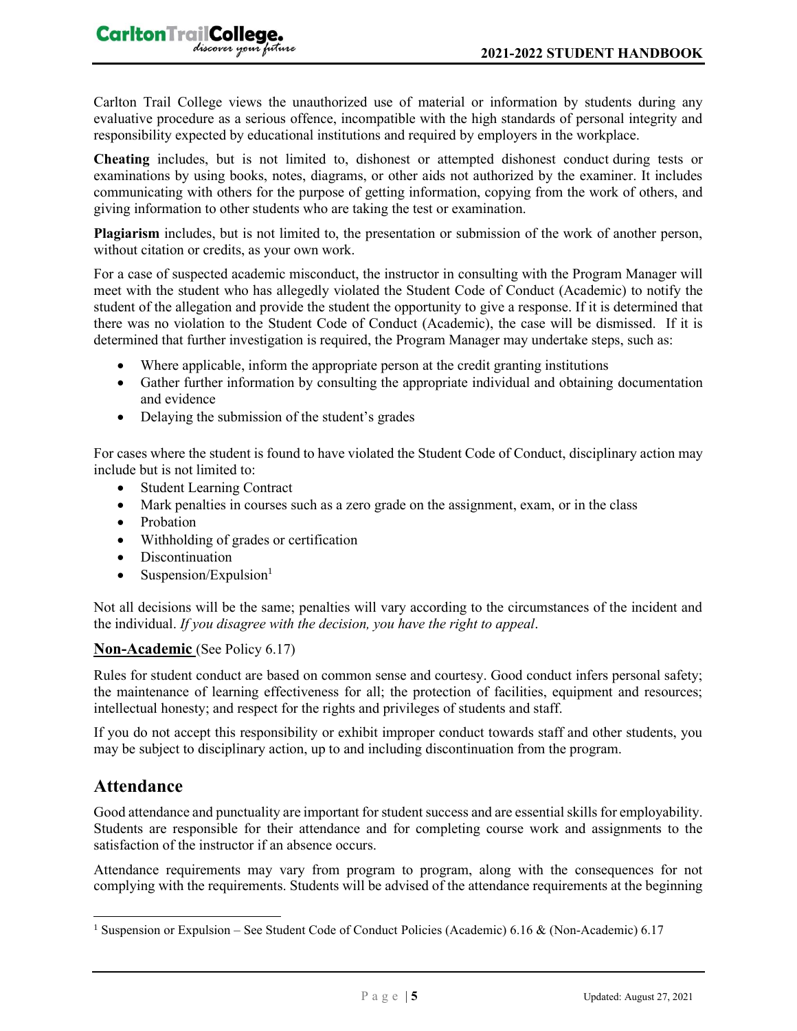Carlton Trail College views the unauthorized use of material or information by students during any evaluative procedure as a serious offence, incompatible with the high standards of personal integrity and responsibility expected by educational institutions and required by employers in the workplace.

**Cheating** includes, but is not limited to, dishonest or attempted dishonest conduct during tests or examinations by using books, notes, diagrams, or other aids not authorized by the examiner. It includes communicating with others for the purpose of getting information, copying from the work of others, and giving information to other students who are taking the test or examination.

**Plagiarism** includes, but is not limited to, the presentation or submission of the work of another person, without citation or credits, as your own work.

For a case of suspected academic misconduct, the instructor in consulting with the Program Manager will meet with the student who has allegedly violated the Student Code of Conduct (Academic) to notify the student of the allegation and provide the student the opportunity to give a response. If it is determined that there was no violation to the Student Code of Conduct (Academic), the case will be dismissed. If it is determined that further investigation is required, the Program Manager may undertake steps, such as:

- Where applicable, inform the appropriate person at the credit granting institutions
- Gather further information by consulting the appropriate individual and obtaining documentation and evidence
- Delaying the submission of the student's grades

For cases where the student is found to have violated the Student Code of Conduct, disciplinary action may include but is not limited to:

- Student Learning Contract
- Mark penalties in courses such as a zero grade on the assignment, exam, or in the class
- Probation
- Withholding of grades or certification
- Discontinuation
- Suspension/Expulsion[1]

Not all decisions will be the same; penalties will vary according to the circumstances of the incident and the individual. *If you disagree with the decision, you have the right to appeal*.

**Non-Academic** (See Policy 6.17)

Rules for student conduct are based on common sense and courtesy. Good conduct infers personal safety; the maintenance of learning effectiveness for all; the protection of facilities, equipment and resources; intellectual honesty; and respect for the rights and privileges of students and staff.

If you do not accept this responsibility or exhibit improper conduct towards staff and other students, you may be subject to disciplinary action, up to and including discontinuation from the program.

## Attendance

Good attendance and punctuality are important for student success and are essential skills for employability. Students are responsible for their attendance and for completing course work and assignments to the satisfaction of the instructor if an absence occurs.

Attendance requirements may vary from program to program, along with the consequences for not complying with the requirements. Students will be advised of the attendance requirements at the beginning

[1] Suspension or Expulsion – See Student Code of Conduct Policies (Academic) 6.16 & (Non-Academic) 6.17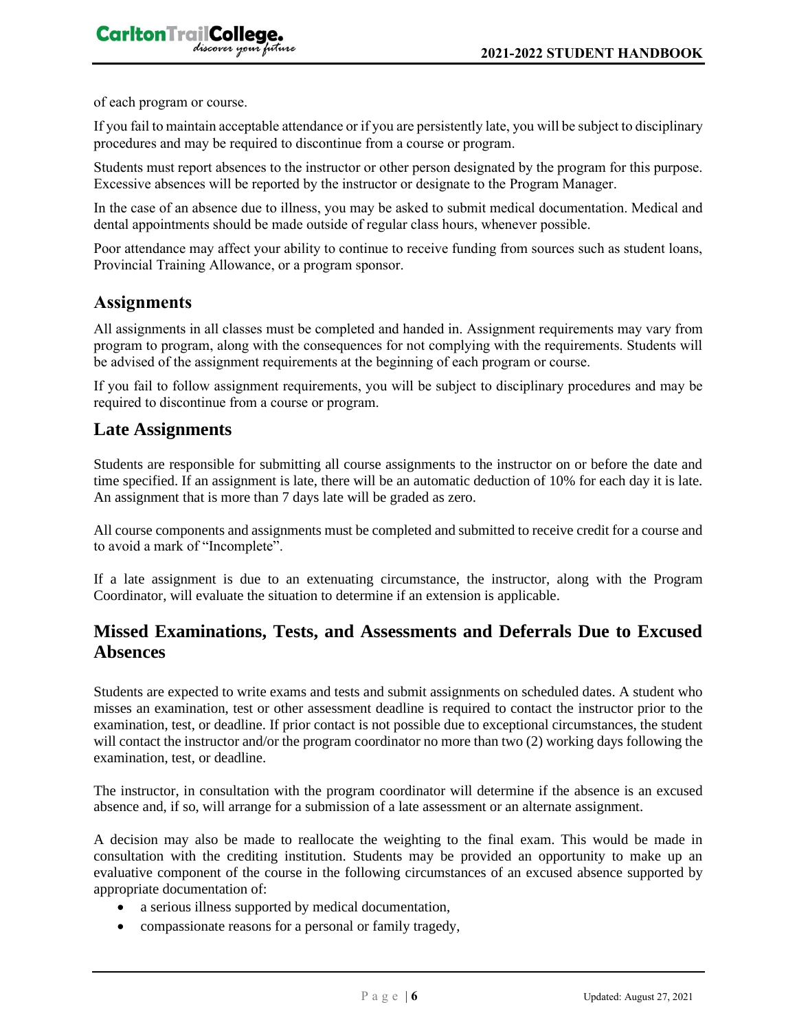of each program or course.

If you fail to maintain acceptable attendance or if you are persistently late, you will be subject to disciplinary procedures and may be required to discontinue from a course or program.

Students must report absences to the instructor or other person designated by the program for this purpose. Excessive absences will be reported by the instructor or designate to the Program Manager.

In the case of an absence due to illness, you may be asked to submit medical documentation. Medical and dental appointments should be made outside of regular class hours, whenever possible.

Poor attendance may affect your ability to continue to receive funding from sources such as student loans, Provincial Training Allowance, or a program sponsor.

## Assignments

All assignments in all classes must be completed and handed in. Assignment requirements may vary from program to program, along with the consequences for not complying with the requirements. Students will be advised of the assignment requirements at the beginning of each program or course.

If you fail to follow assignment requirements, you will be subject to disciplinary procedures and may be required to discontinue from a course or program.

## Late Assignments

Students are responsible for submitting all course assignments to the instructor on or before the date and time specified. If an assignment is late, there will be an automatic deduction of 10% for each day it is late. An assignment that is more than 7 days late will be graded as zero.

All course components and assignments must be completed and submitted to receive credit for a course and to avoid a mark of "Incomplete".

If a late assignment is due to an extenuating circumstance, the instructor, along with the Program Coordinator, will evaluate the situation to determine if an extension is applicable.

## Missed Examinations, Tests, and Assessments and Deferrals Due to Excused Absences

Students are expected to write exams and tests and submit assignments on scheduled dates. A student who misses an examination, test or other assessment deadline is required to contact the instructor prior to the examination, test, or deadline. If prior contact is not possible due to exceptional circumstances, the student will contact the instructor and/or the program coordinator no more than two (2) working days following the examination, test, or deadline.

The instructor, in consultation with the program coordinator will determine if the absence is an excused absence and, if so, will arrange for a submission of a late assessment or an alternate assignment.

A decision may also be made to reallocate the weighting to the final exam. This would be made in consultation with the crediting institution. Students may be provided an opportunity to make up an evaluative component of the course in the following circumstances of an excused absence supported by appropriate documentation of:

- a serious illness supported by medical documentation,
- compassionate reasons for a personal or family tragedy,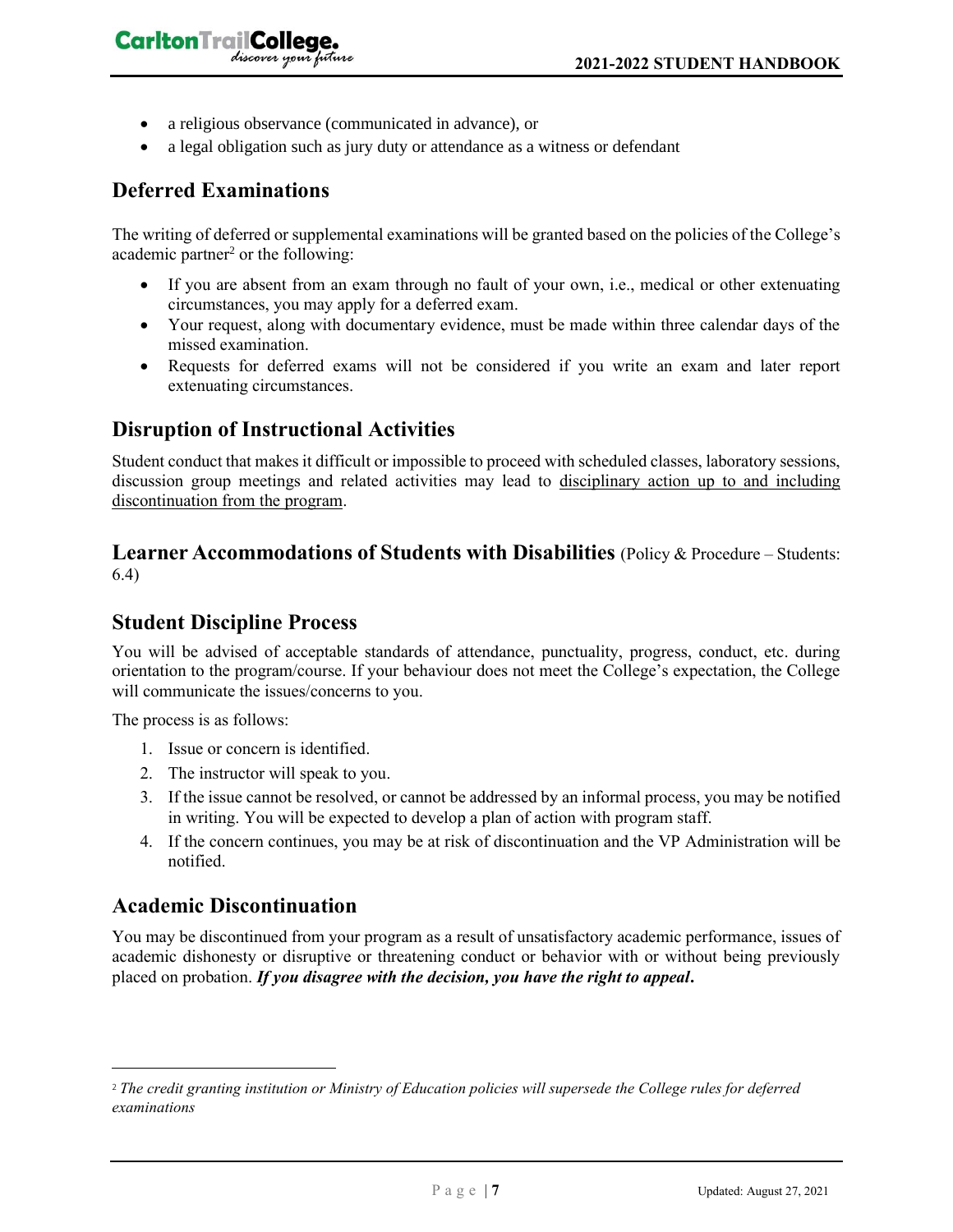- a religious observance (communicated in advance), or
- a legal obligation such as jury duty or attendance as a witness or defendant

## Deferred Examinations

The writing of deferred or supplemental examinations will be granted based on the policies of the College's academic partner[2] or the following:

- If you are absent from an exam through no fault of your own, i.e., medical or other extenuating circumstances, you may apply for a deferred exam.
- Your request, along with documentary evidence, must be made within three calendar days of the missed examination.
- Requests for deferred exams will not be considered if you write an exam and later report extenuating circumstances.

## Disruption of Instructional Activities

Student conduct that makes it difficult or impossible to proceed with scheduled classes, laboratory sessions, discussion group meetings and related activities may lead to disciplinary action up to and including discontinuation from the program.

## Learner Accommodations of Students with Disabilities (Policy & Procedure – Students: 6.4)

## Student Discipline Process

You will be advised of acceptable standards of attendance, punctuality, progress, conduct, etc. during orientation to the program/course. If your behaviour does not meet the College's expectation, the College will communicate the issues/concerns to you.

The process is as follows:

1. Issue or concern is identified.
2. The instructor will speak to you.
3. If the issue cannot be resolved, or cannot be addressed by an informal process, you may be notified in writing. You will be expected to develop a plan of action with program staff.
4. If the concern continues, you may be at risk of discontinuation and the VP Administration will be notified.

## Academic Discontinuation

You may be discontinued from your program as a result of unsatisfactory academic performance, issues of academic dishonesty or disruptive or threatening conduct or behavior with or without being previously placed on probation. ***If you disagree with the decision, you have the right to appeal.***

---

[2] *The credit granting institution or Ministry of Education policies will supersede the College rules for deferred examinations*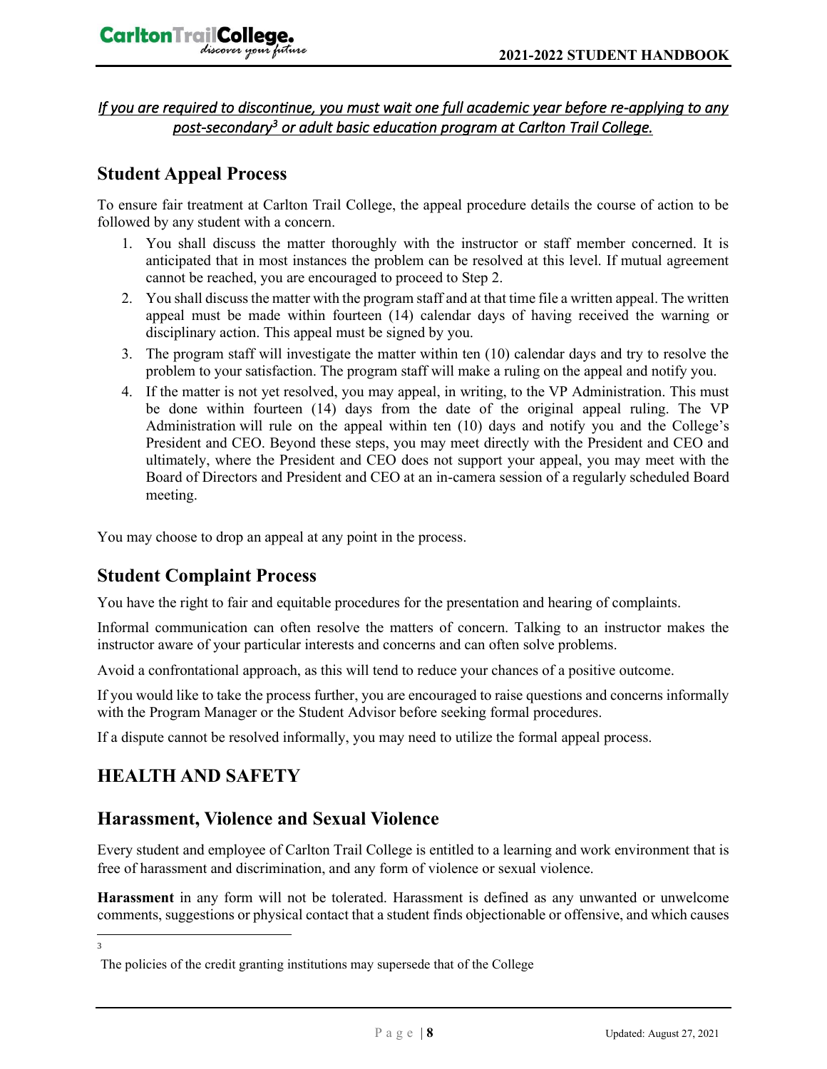*If you are required to discontinue, you must wait one full academic year before re-applying to any post-secondary[3] or adult basic education program at Carlton Trail College.*

## Student Appeal Process

To ensure fair treatment at Carlton Trail College, the appeal procedure details the course of action to be followed by any student with a concern.

1. You shall discuss the matter thoroughly with the instructor or staff member concerned. It is anticipated that in most instances the problem can be resolved at this level. If mutual agreement cannot be reached, you are encouraged to proceed to Step 2.
2. You shall discuss the matter with the program staff and at that time file a written appeal. The written appeal must be made within fourteen (14) calendar days of having received the warning or disciplinary action. This appeal must be signed by you.
3. The program staff will investigate the matter within ten (10) calendar days and try to resolve the problem to your satisfaction. The program staff will make a ruling on the appeal and notify you.
4. If the matter is not yet resolved, you may appeal, in writing, to the VP Administration. This must be done within fourteen (14) days from the date of the original appeal ruling. The VP Administration will rule on the appeal within ten (10) days and notify you and the College's President and CEO. Beyond these steps, you may meet directly with the President and CEO and ultimately, where the President and CEO does not support your appeal, you may meet with the Board of Directors and President and CEO at an in-camera session of a regularly scheduled Board meeting.

You may choose to drop an appeal at any point in the process.

## Student Complaint Process

You have the right to fair and equitable procedures for the presentation and hearing of complaints.

Informal communication can often resolve the matters of concern. Talking to an instructor makes the instructor aware of your particular interests and concerns and can often solve problems.

Avoid a confrontational approach, as this will tend to reduce your chances of a positive outcome.

If you would like to take the process further, you are encouraged to raise questions and concerns informally with the Program Manager or the Student Advisor before seeking formal procedures.

If a dispute cannot be resolved informally, you may need to utilize the formal appeal process.

# HEALTH AND SAFETY

## Harassment, Violence and Sexual Violence

Every student and employee of Carlton Trail College is entitled to a learning and work environment that is free of harassment and discrimination, and any form of violence or sexual violence.

**Harassment** in any form will not be tolerated. Harassment is defined as any unwanted or unwelcome comments, suggestions or physical contact that a student finds objectionable or offensive, and which causes

---

[3] The policies of the credit granting institutions may supersede that of the College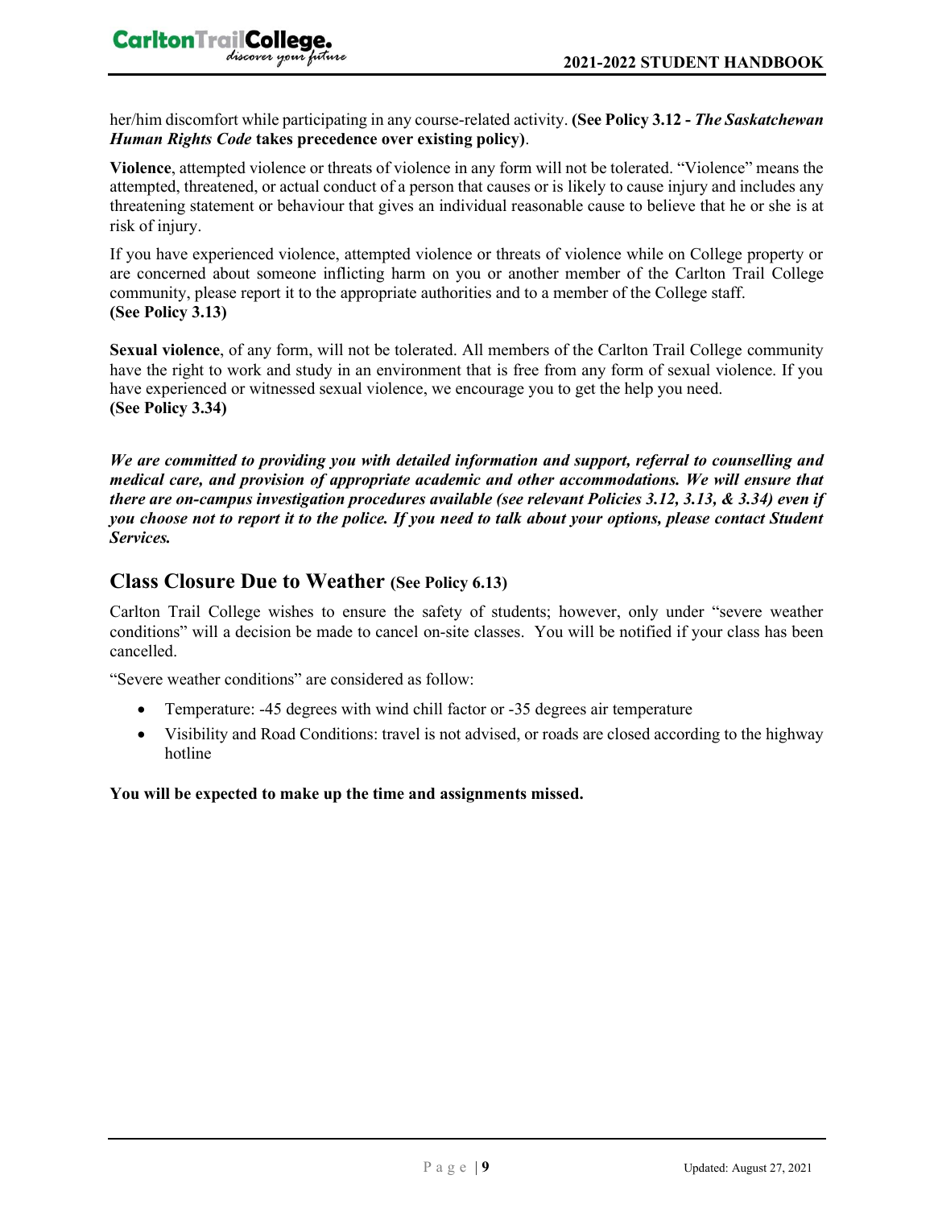her/him discomfort while participating in any course-related activity. **(See Policy 3.12 - *The Saskatchewan Human Rights Code* takes precedence over existing policy)**.

**Violence**, attempted violence or threats of violence in any form will not be tolerated. "Violence" means the attempted, threatened, or actual conduct of a person that causes or is likely to cause injury and includes any threatening statement or behaviour that gives an individual reasonable cause to believe that he or she is at risk of injury.

If you have experienced violence, attempted violence or threats of violence while on College property or are concerned about someone inflicting harm on you or another member of the Carlton Trail College community, please report it to the appropriate authorities and to a member of the College staff.
**(See Policy 3.13)**

**Sexual violence**, of any form, will not be tolerated. All members of the Carlton Trail College community have the right to work and study in an environment that is free from any form of sexual violence. If you have experienced or witnessed sexual violence, we encourage you to get the help you need.
**(See Policy 3.34)**

***We are committed to providing you with detailed information and support, referral to counselling and medical care, and provision of appropriate academic and other accommodations. We will ensure that there are on-campus investigation procedures available (see relevant Policies 3.12, 3.13, & 3.34) even if you choose not to report it to the police. If you need to talk about your options, please contact Student Services.***

## Class Closure Due to Weather (See Policy 6.13)

Carlton Trail College wishes to ensure the safety of students; however, only under "severe weather conditions" will a decision be made to cancel on-site classes. You will be notified if your class has been cancelled.

"Severe weather conditions" are considered as follow:

- Temperature: -45 degrees with wind chill factor or -35 degrees air temperature
- Visibility and Road Conditions: travel is not advised, or roads are closed according to the highway hotline

**You will be expected to make up the time and assignments missed.**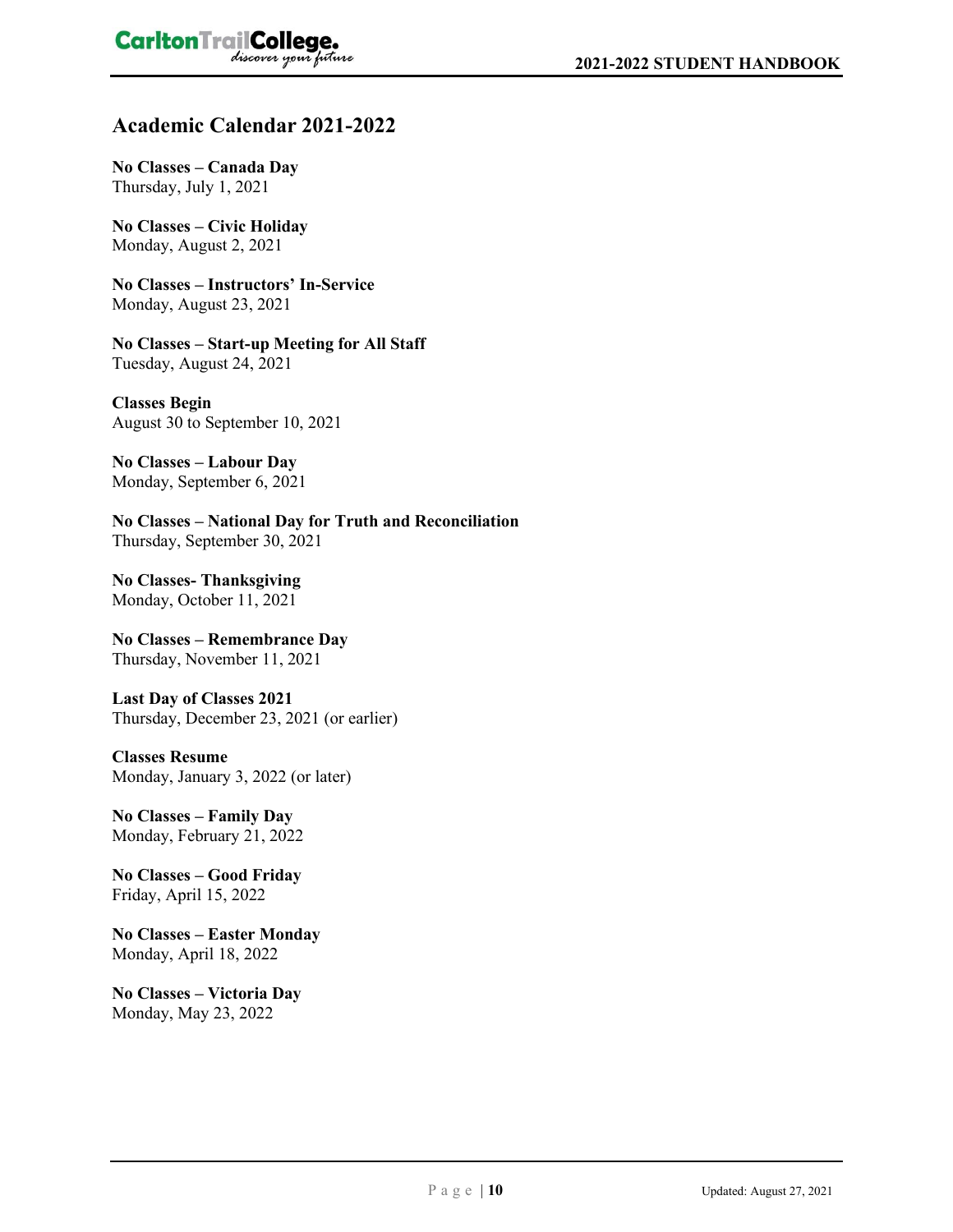## Academic Calendar 2021-2022

**No Classes – Canada Day**
Thursday, July 1, 2021

**No Classes – Civic Holiday**
Monday, August 2, 2021

**No Classes – Instructors' In-Service**
Monday, August 23, 2021

**No Classes – Start-up Meeting for All Staff**
Tuesday, August 24, 2021

**Classes Begin**
August 30 to September 10, 2021

**No Classes – Labour Day**
Monday, September 6, 2021

**No Classes – National Day for Truth and Reconciliation**
Thursday, September 30, 2021

**No Classes- Thanksgiving**
Monday, October 11, 2021

**No Classes – Remembrance Day**
Thursday, November 11, 2021

**Last Day of Classes 2021**
Thursday, December 23, 2021 (or earlier)

**Classes Resume**
Monday, January 3, 2022 (or later)

**No Classes – Family Day**
Monday, February 21, 2022

**No Classes – Good Friday**
Friday, April 15, 2022

**No Classes – Easter Monday**
Monday, April 18, 2022

**No Classes – Victoria Day**
Monday, May 23, 2022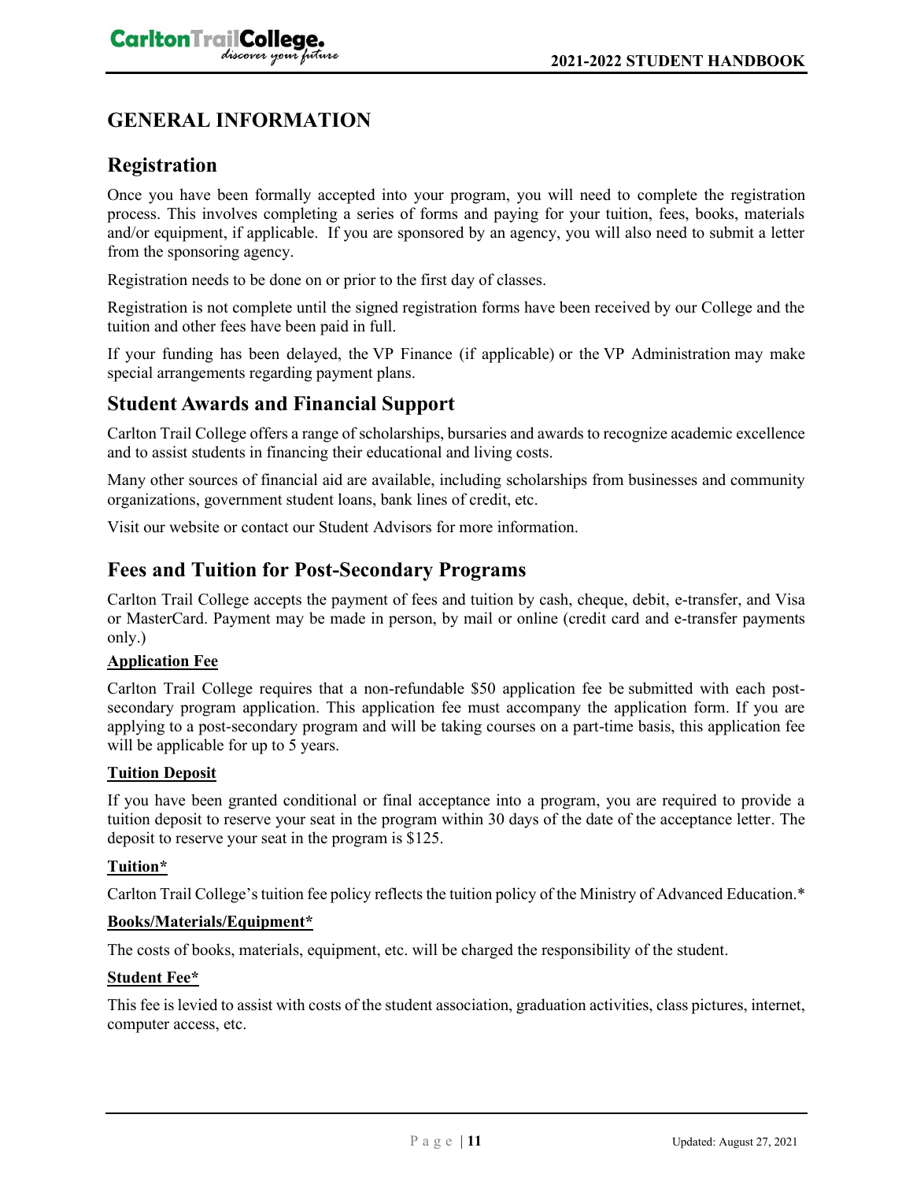# GENERAL INFORMATION

## Registration

Once you have been formally accepted into your program, you will need to complete the registration process. This involves completing a series of forms and paying for your tuition, fees, books, materials and/or equipment, if applicable. If you are sponsored by an agency, you will also need to submit a letter from the sponsoring agency.

Registration needs to be done on or prior to the first day of classes.

Registration is not complete until the signed registration forms have been received by our College and the tuition and other fees have been paid in full.

If your funding has been delayed, the VP Finance (if applicable) or the VP Administration may make special arrangements regarding payment plans.

## Student Awards and Financial Support

Carlton Trail College offers a range of scholarships, bursaries and awards to recognize academic excellence and to assist students in financing their educational and living costs.

Many other sources of financial aid are available, including scholarships from businesses and community organizations, government student loans, bank lines of credit, etc.

Visit our website or contact our Student Advisors for more information.

## Fees and Tuition for Post-Secondary Programs

Carlton Trail College accepts the payment of fees and tuition by cash, cheque, debit, e-transfer, and Visa or MasterCard. Payment may be made in person, by mail or online (credit card and e-transfer payments only.)

**Application Fee**

Carlton Trail College requires that a non-refundable $50 application fee be submitted with each post-secondary program application. This application fee must accompany the application form. If you are applying to a post-secondary program and will be taking courses on a part-time basis, this application fee will be applicable for up to 5 years.

**Tuition Deposit**

If you have been granted conditional or final acceptance into a program, you are required to provide a tuition deposit to reserve your seat in the program within 30 days of the date of the acceptance letter. The deposit to reserve your seat in the program is $125.

**Tuition***

Carlton Trail College's tuition fee policy reflects the tuition policy of the Ministry of Advanced Education.*

**Books/Materials/Equipment***

The costs of books, materials, equipment, etc. will be charged the responsibility of the student.

**Student Fee***

This fee is levied to assist with costs of the student association, graduation activities, class pictures, internet, computer access, etc.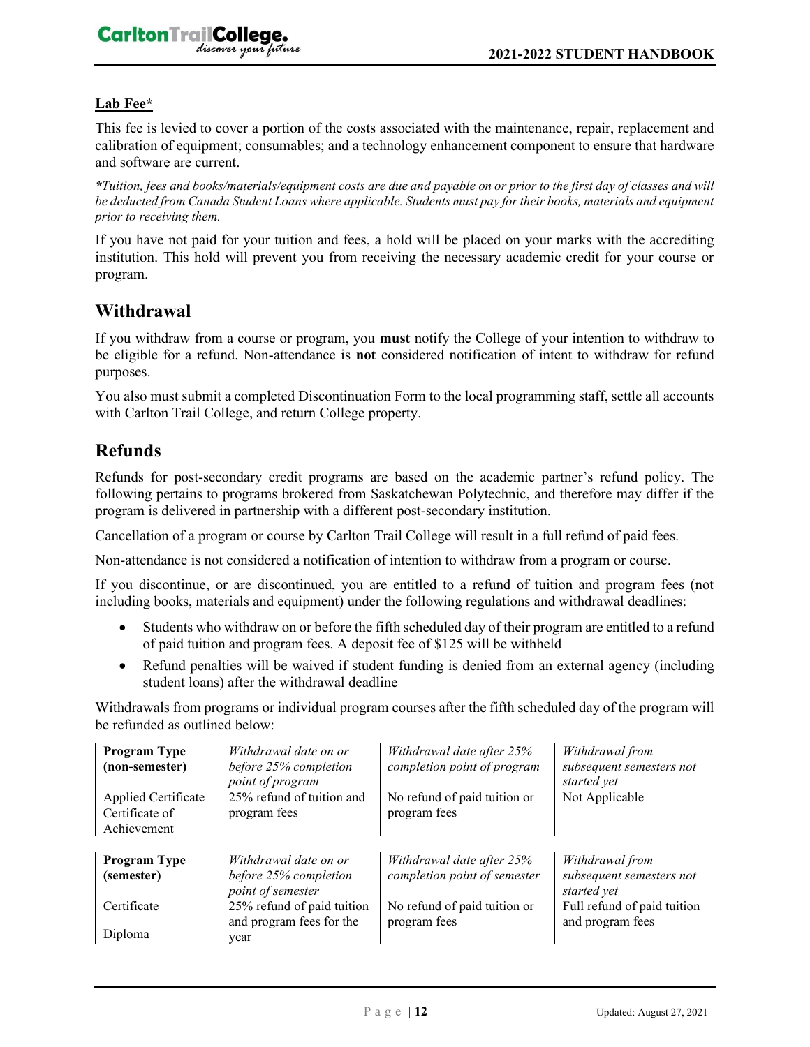**Lab Fee***

This fee is levied to cover a portion of the costs associated with the maintenance, repair, replacement and calibration of equipment; consumables; and a technology enhancement component to ensure that hardware and software are current.

***Tuition, fees and books/materials/equipment costs are due and payable on or prior to the first day of classes and will be deducted from Canada Student Loans where applicable. Students must pay for their books, materials and equipment prior to receiving them.***

If you have not paid for your tuition and fees, a hold will be placed on your marks with the accrediting institution. This hold will prevent you from receiving the necessary academic credit for your course or program.

## Withdrawal

If you withdraw from a course or program, you **must** notify the College of your intention to withdraw to be eligible for a refund. Non-attendance is **not** considered notification of intent to withdraw for refund purposes.

You also must submit a completed Discontinuation Form to the local programming staff, settle all accounts with Carlton Trail College, and return College property.

## Refunds

Refunds for post-secondary credit programs are based on the academic partner's refund policy. The following pertains to programs brokered from Saskatchewan Polytechnic, and therefore may differ if the program is delivered in partnership with a different post-secondary institution.

Cancellation of a program or course by Carlton Trail College will result in a full refund of paid fees.

Non-attendance is not considered a notification of intention to withdraw from a program or course.

If you discontinue, or are discontinued, you are entitled to a refund of tuition and program fees (not including books, materials and equipment) under the following regulations and withdrawal deadlines:

- Students who withdraw on or before the fifth scheduled day of their program are entitled to a refund of paid tuition and program fees. A deposit fee of $125 will be withheld
- Refund penalties will be waived if student funding is denied from an external agency (including student loans) after the withdrawal deadline

Withdrawals from programs or individual program courses after the fifth scheduled day of the program will be refunded as outlined below:

| **Program Type (non-semester)** | *Withdrawal date on or before 25% completion point of program* | *Withdrawal date after 25% completion point of program* | *Withdrawal from subsequent semesters not started yet* |
|---|---|---|---|
| Applied Certificate<br>Certificate of Achievement | 25% refund of tuition and program fees | No refund of paid tuition or program fees | Not Applicable |

| **Program Type (semester)** | *Withdrawal date on or before 25% completion point of semester* | *Withdrawal date after 25% completion point of semester* | *Withdrawal from subsequent semesters not started yet* |
|---|---|---|---|
| Certificate<br>Diploma | 25% refund of paid tuition and program fees for the year | No refund of paid tuition or program fees | Full refund of paid tuition and program fees |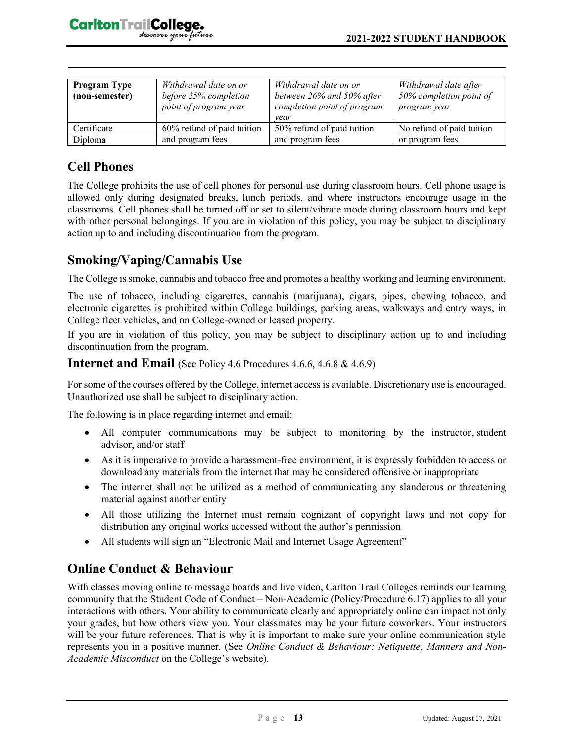| **Program Type (non-semester)** | *Withdrawal date on or before 25% completion point of program year* | *Withdrawal date on or between 26% and 50% after completion point of program year* | *Withdrawal date after 50% completion point of program year* |
|---|---|---|---|
| Certificate<br>Diploma | 60% refund of paid tuition and program fees | 50% refund of paid tuition and program fees | No refund of paid tuition or program fees |

## Cell Phones

The College prohibits the use of cell phones for personal use during classroom hours. Cell phone usage is allowed only during designated breaks, lunch periods, and where instructors encourage usage in the classrooms. Cell phones shall be turned off or set to silent/vibrate mode during classroom hours and kept with other personal belongings. If you are in violation of this policy, you may be subject to disciplinary action up to and including discontinuation from the program.

## Smoking/Vaping/Cannabis Use

The College is smoke, cannabis and tobacco free and promotes a healthy working and learning environment.

The use of tobacco, including cigarettes, cannabis (marijuana), cigars, pipes, chewing tobacco, and electronic cigarettes is prohibited within College buildings, parking areas, walkways and entry ways, in College fleet vehicles, and on College-owned or leased property.

If you are in violation of this policy, you may be subject to disciplinary action up to and including discontinuation from the program.

## Internet and Email (See Policy 4.6 Procedures 4.6.6, 4.6.8 & 4.6.9)

For some of the courses offered by the College, internet access is available. Discretionary use is encouraged. Unauthorized use shall be subject to disciplinary action.

The following is in place regarding internet and email:

- All computer communications may be subject to monitoring by the instructor, student advisor, and/or staff
- As it is imperative to provide a harassment-free environment, it is expressly forbidden to access or download any materials from the internet that may be considered offensive or inappropriate
- The internet shall not be utilized as a method of communicating any slanderous or threatening material against another entity
- All those utilizing the Internet must remain cognizant of copyright laws and not copy for distribution any original works accessed without the author's permission
- All students will sign an "Electronic Mail and Internet Usage Agreement"

## Online Conduct & Behaviour

With classes moving online to message boards and live video, Carlton Trail Colleges reminds our learning community that the Student Code of Conduct – Non-Academic (Policy/Procedure 6.17) applies to all your interactions with others. Your ability to communicate clearly and appropriately online can impact not only your grades, but how others view you. Your classmates may be your future coworkers. Your instructors will be your future references. That is why it is important to make sure your online communication style represents you in a positive manner. (See *Online Conduct & Behaviour: Netiquette, Manners and Non-Academic Misconduct* on the College's website).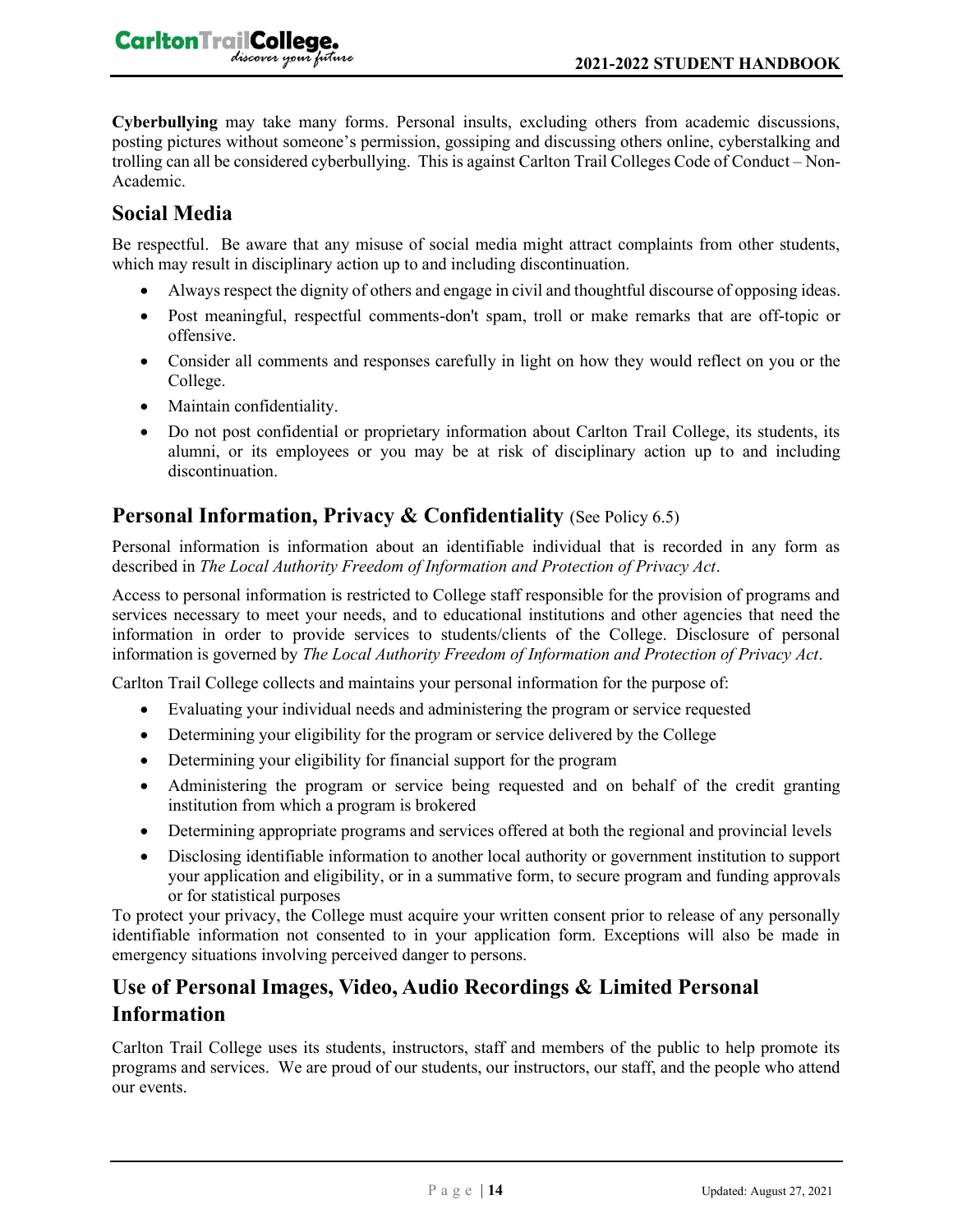**Cyberbullying** may take many forms. Personal insults, excluding others from academic discussions, posting pictures without someone's permission, gossiping and discussing others online, cyberstalking and trolling can all be considered cyberbullying. This is against Carlton Trail Colleges Code of Conduct – Non-Academic.

## Social Media

Be respectful. Be aware that any misuse of social media might attract complaints from other students, which may result in disciplinary action up to and including discontinuation.

- Always respect the dignity of others and engage in civil and thoughtful discourse of opposing ideas.
- Post meaningful, respectful comments-don't spam, troll or make remarks that are off-topic or offensive.
- Consider all comments and responses carefully in light on how they would reflect on you or the College.
- Maintain confidentiality.
- Do not post confidential or proprietary information about Carlton Trail College, its students, its alumni, or its employees or you may be at risk of disciplinary action up to and including discontinuation.

## Personal Information, Privacy & Confidentiality (See Policy 6.5)

Personal information is information about an identifiable individual that is recorded in any form as described in *The Local Authority Freedom of Information and Protection of Privacy Act*.

Access to personal information is restricted to College staff responsible for the provision of programs and services necessary to meet your needs, and to educational institutions and other agencies that need the information in order to provide services to students/clients of the College. Disclosure of personal information is governed by *The Local Authority Freedom of Information and Protection of Privacy Act*.

Carlton Trail College collects and maintains your personal information for the purpose of:

- Evaluating your individual needs and administering the program or service requested
- Determining your eligibility for the program or service delivered by the College
- Determining your eligibility for financial support for the program
- Administering the program or service being requested and on behalf of the credit granting institution from which a program is brokered
- Determining appropriate programs and services offered at both the regional and provincial levels
- Disclosing identifiable information to another local authority or government institution to support your application and eligibility, or in a summative form, to secure program and funding approvals or for statistical purposes

To protect your privacy, the College must acquire your written consent prior to release of any personally identifiable information not consented to in your application form. Exceptions will also be made in emergency situations involving perceived danger to persons.

## Use of Personal Images, Video, Audio Recordings & Limited Personal Information

Carlton Trail College uses its students, instructors, staff and members of the public to help promote its programs and services. We are proud of our students, our instructors, our staff, and the people who attend our events.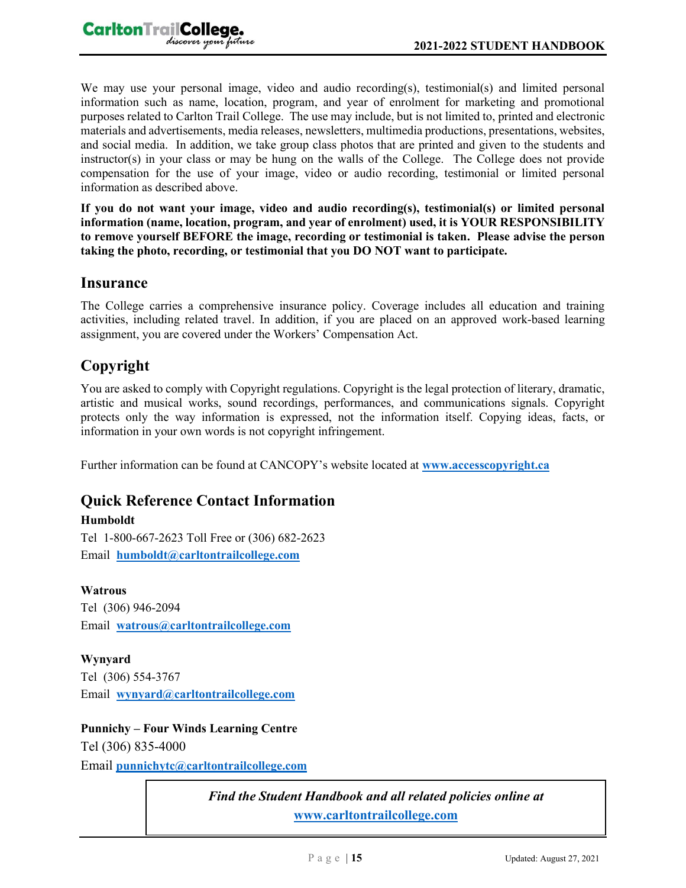We may use your personal image, video and audio recording(s), testimonial(s) and limited personal information such as name, location, program, and year of enrolment for marketing and promotional purposes related to Carlton Trail College. The use may include, but is not limited to, printed and electronic materials and advertisements, media releases, newsletters, multimedia productions, presentations, websites, and social media. In addition, we take group class photos that are printed and given to the students and instructor(s) in your class or may be hung on the walls of the College. The College does not provide compensation for the use of your image, video or audio recording, testimonial or limited personal information as described above.

**If you do not want your image, video and audio recording(s), testimonial(s) or limited personal information (name, location, program, and year of enrolment) used, it is YOUR RESPONSIBILITY to remove yourself BEFORE the image, recording or testimonial is taken. Please advise the person taking the photo, recording, or testimonial that you DO NOT want to participate.**

## Insurance

The College carries a comprehensive insurance policy. Coverage includes all education and training activities, including related travel. In addition, if you are placed on an approved work-based learning assignment, you are covered under the Workers' Compensation Act.

## Copyright

You are asked to comply with Copyright regulations. Copyright is the legal protection of literary, dramatic, artistic and musical works, sound recordings, performances, and communications signals. Copyright protects only the way information is expressed, not the information itself. Copying ideas, facts, or information in your own words is not copyright infringement.

Further information can be found at CANCOPY's website located at **www.accesscopyright.ca**

## Quick Reference Contact Information

**Humboldt**
Tel 1-800-667-2623 Toll Free or (306) 682-2623
Email **humboldt@carltontrailcollege.com**

**Watrous**
Tel (306) 946-2094
Email **watrous@carltontrailcollege.com**

**Wynyard**
Tel (306) 554-3767
Email **wynyard@carltontrailcollege.com**

**Punnichy – Four Winds Learning Centre**
Tel (306) 835-4000
Email **punnichytc@carltontrailcollege.com**

***Find the Student Handbook and all related policies online at***
**www.carltontrailcollege.com**